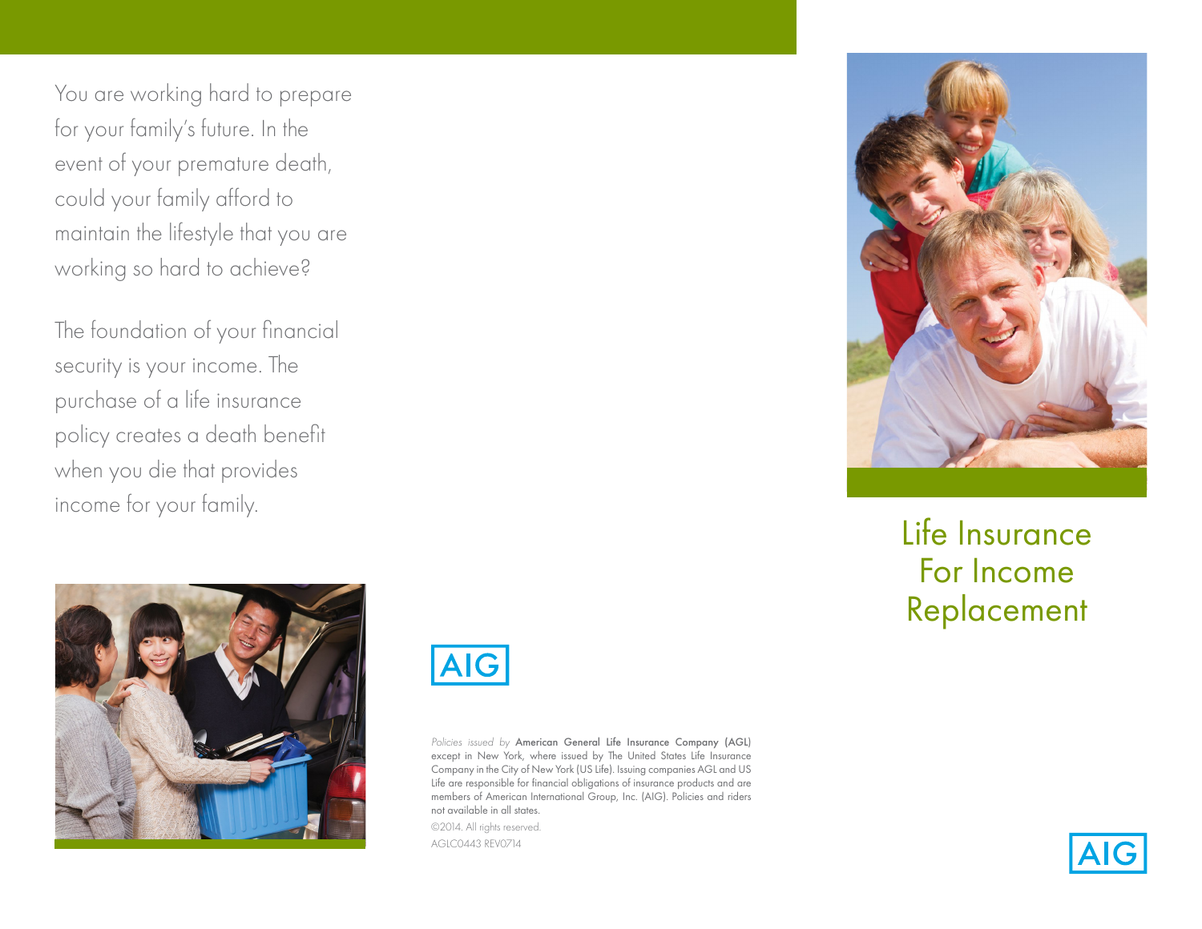You are working hard to prepare for your family's future. In the event of your premature death, could your family afford to maintain the lifestyle that you are working so hard to achieve?

The foundation of your financial security is your income. The purchase of a life insurance policy creates a death benefit when you die that provides income for your family.

AIG

*Policies issued by* **American General Life Insurance Company (AGL)** except in New York, where issued by The United States Life Insurance Company in the City of New York (US Life). Issuing companies AGL and US Life are responsible for financial obligations of insurance products and are members of American International Group, Inc. (AIG). Policies and riders not available in all states.

©2014. All rights reserved.

AGLC0443 REV0714

# Life Insurance For Income Replacement

AIG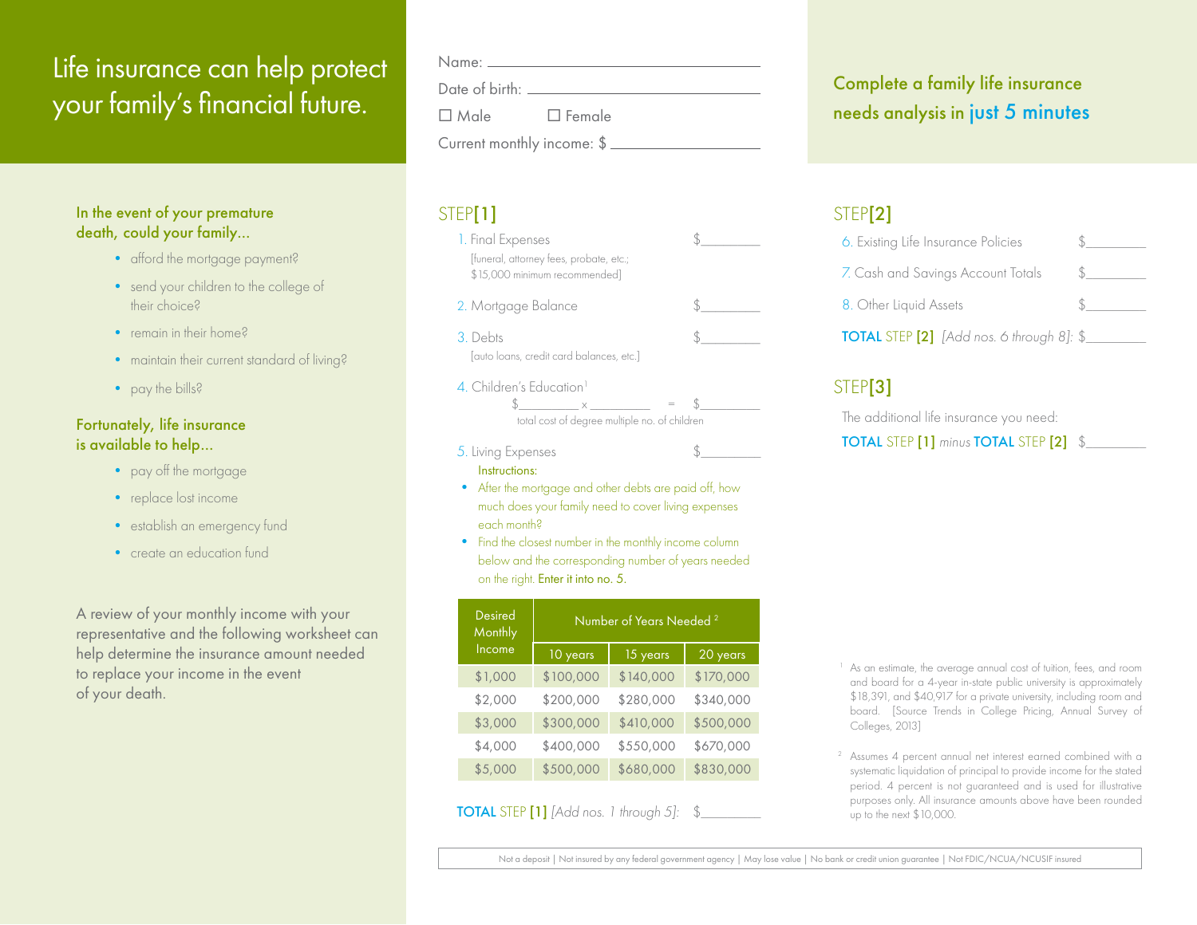# Life insurance can help protect your family's financial future.

### In the event of your premature death, could your family...

- afford the mortgage payment?
- send your children to the college of their choice?
- remain in their home?
- maintain their current standard of living?
- pay the bills?

### Fortunately, life insurance is available to help...

- pay off the mortgage
- replace lost income
- establish an emergency fund
- create an education fund

A review of your monthly income with your representative and the following worksheet can help determine the insurance amount needed to replace your income in the event of your death.

Name: ______________________________

Date of birth: ______________________________

☐ Male ☐ Female

Current monthly income: $ ______________________________

## Complete a family life insurance needs analysis in just 5 minutes

## STEP[1]

1. Final Expenses $________
   [funeral, attorney fees, probate, etc.; $15,000 minimum recommended]
2. Mortgage Balance $________
3. Debts $________
   [auto loans, credit card balances, etc.]
4. Children's Education[1]
   $________ x ________ = $________
   total cost of degree multiple no. of children
5. Living Expenses $________

Instructions:

- After the mortgage and other debts are paid off, how much does your family need to cover living expenses each month?
- Find the closest number in the monthly income column below and the corresponding number of years needed on the right. **Enter it into no. 5.**

| Desired Monthly Income | Number of Years Needed [2] | | |
|---|---|---|---|
| | 10 years | 15 years | 20 years |
| $1,000 | $100,000 | $140,000 | $170,000 |
| $2,000 | $200,000 | $280,000 | $340,000 |
| $3,000 | $300,000 | $410,000 | $500,000 |
| $4,000 | $400,000 | $550,000 | $670,000 |
| $5,000 | $500,000 | $680,000 | $830,000 |

**TOTAL** STEP **[1]** *[Add nos. 1 through 5]:* $________

## STEP[2]

6. Existing Life Insurance Policies $________
7. Cash and Savings Account Totals $________
8. Other Liquid Assets $________

**TOTAL** STEP **[2]** *[Add nos. 6 through 8]:* $________

## STEP[3]

The additional life insurance you need:

**TOTAL** STEP **[1]** *minus* **TOTAL** STEP **[2]** $________

[1] As an estimate, the average annual cost of tuition, fees, and room and board for a 4-year in-state public university is approximately $18,391, and $40,917 for a private university, including room and board. [Source Trends in College Pricing, Annual Survey of Colleges, 2013]

[2] Assumes 4 percent annual net interest earned combined with a systematic liquidation of principal to provide income for the stated period. 4 percent is not guaranteed and is used for illustrative purposes only. All insurance amounts above have been rounded up to the next $10,000.

Not a deposit | Not insured by any federal government agency | May lose value | No bank or credit union guarantee | Not FDIC/NCUA/NCUSIF insured